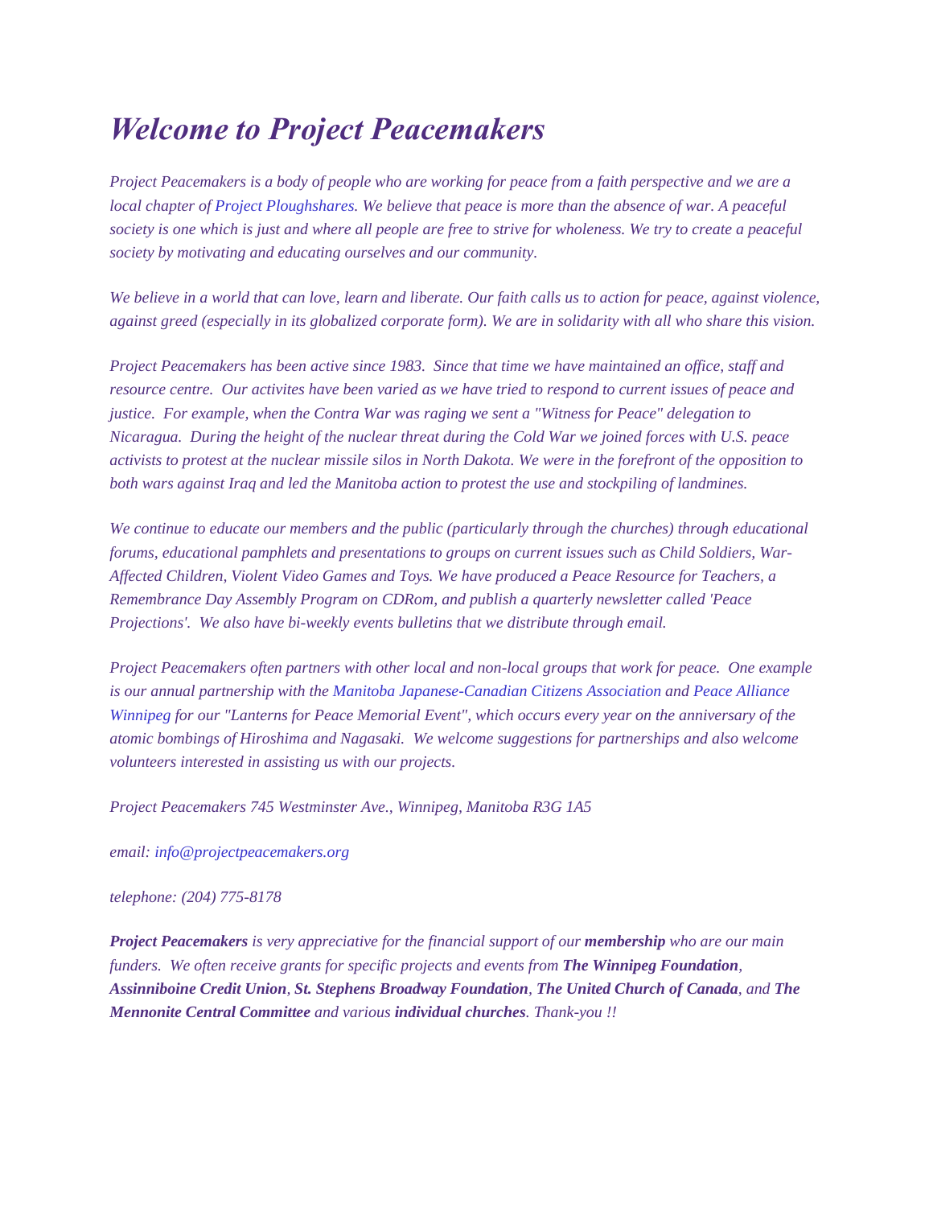# *Welcome to Project Peacemakers*

*Project Peacemakers is a body of people who are working for peace from a faith perspective and we are a local chapter of Project Ploughshares. We believe that peace is more than the absence of war. A peaceful society is one which is just and where all people are free to strive for wholeness. We try to create a peaceful society by motivating and educating ourselves and our community.*

*We believe in a world that can love, learn and liberate. Our faith calls us to action for peace, against violence, against greed (especially in its globalized corporate form). We are in solidarity with all who share this vision.*

*Project Peacemakers has been active since 1983. Since that time we have maintained an office, staff and resource centre. Our activites have been varied as we have tried to respond to current issues of peace and justice. For example, when the Contra War was raging we sent a "Witness for Peace" delegation to Nicaragua. During the height of the nuclear threat during the Cold War we joined forces with U.S. peace activists to protest at the nuclear missile silos in North Dakota. We were in the forefront of the opposition to both wars against Iraq and led the Manitoba action to protest the use and stockpiling of landmines.*

*We continue to educate our members and the public (particularly through the churches) through educational forums, educational pamphlets and presentations to groups on current issues such as Child Soldiers, War-Affected Children, Violent Video Games and Toys. We have produced a Peace Resource for Teachers, a Remembrance Day Assembly Program on CDRom, and publish a quarterly newsletter called 'Peace Projections'. We also have bi-weekly events bulletins that we distribute through email.*

*Project Peacemakers often partners with other local and non-local groups that work for peace. One example is our annual partnership with the Manitoba Japanese-Canadian Citizens Association and Peace Alliance Winnipeg for our "Lanterns for Peace Memorial Event", which occurs every year on the anniversary of the atomic bombings of Hiroshima and Nagasaki. We welcome suggestions for partnerships and also welcome volunteers interested in assisting us with our projects.*

*Project Peacemakers 745 Westminster Ave., Winnipeg, Manitoba R3G 1A5*

*email: info@projectpeacemakers.org*

*telephone: (204) 775-8178*

***Project Peacemakers** is very appreciative for the financial support of our **membership** who are our main funders. We often receive grants for specific projects and events from **The Winnipeg Foundation**, **Assinniboine Credit Union**, **St. Stephens Broadway Foundation**, **The United Church of Canada**, and **The Mennonite Central Committee** and various **individual churches**. Thank-you !!*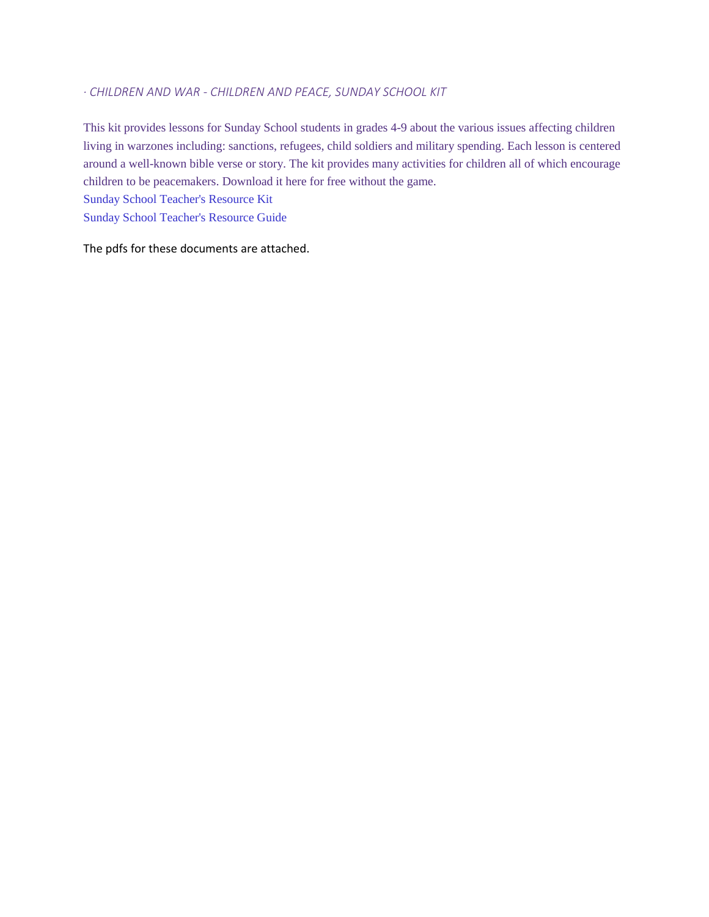· *CHILDREN AND WAR - CHILDREN AND PEACE, SUNDAY SCHOOL KIT*

This kit provides lessons for Sunday School students in grades 4-9 about the various issues affecting children living in warzones including: sanctions, refugees, child soldiers and military spending. Each lesson is centered around a well-known bible verse or story. The kit provides many activities for children all of which encourage children to be peacemakers. Download it here for free without the game.
Sunday School Teacher's Resource Kit
Sunday School Teacher's Resource Guide

The pdfs for these documents are attached.